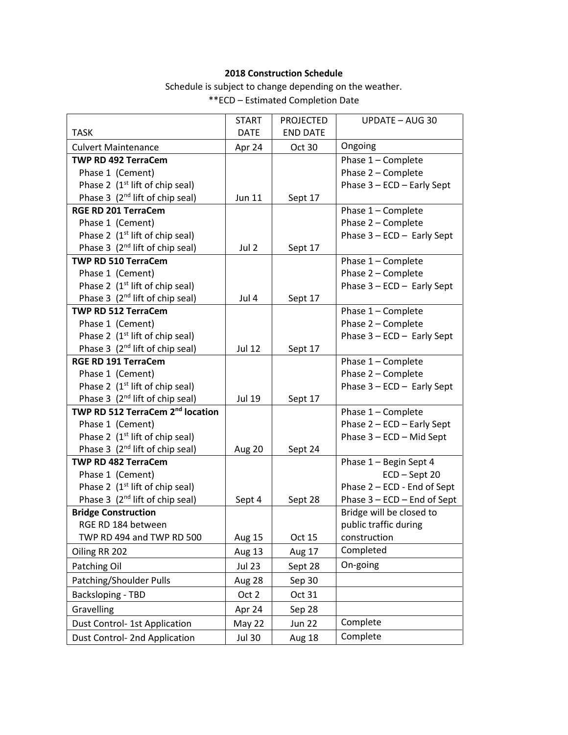**2018 Construction Schedule**

Schedule is subject to change depending on the weather.

**ECD – Estimated Completion Date

| TASK | START DATE | PROJECTED END DATE | UPDATE – AUG 30 |
|---|---|---|---|
| Culvert Maintenance | Apr 24 | Oct 30 | Ongoing |
| **TWP RD 492 TerraCem**<br>Phase 1 (Cement)<br>Phase 2 (1st lift of chip seal)<br>Phase 3 (2nd lift of chip seal) | Jun 11 | Sept 17 | Phase 1 – Complete<br>Phase 2 – Complete<br>Phase 3 – ECD – Early Sept |
| **RGE RD 201 TerraCem**<br>Phase 1 (Cement)<br>Phase 2 (1st lift of chip seal)<br>Phase 3 (2nd lift of chip seal) | Jul 2 | Sept 17 | Phase 1 – Complete<br>Phase 2 – Complete<br>Phase 3 – ECD – Early Sept |
| **TWP RD 510 TerraCem**<br>Phase 1 (Cement)<br>Phase 2 (1st lift of chip seal)<br>Phase 3 (2nd lift of chip seal) | Jul 4 | Sept 17 | Phase 1 – Complete<br>Phase 2 – Complete<br>Phase 3 – ECD – Early Sept |
| **TWP RD 512 TerraCem**<br>Phase 1 (Cement)<br>Phase 2 (1st lift of chip seal)<br>Phase 3 (2nd lift of chip seal) | Jul 12 | Sept 17 | Phase 1 – Complete<br>Phase 2 – Complete<br>Phase 3 – ECD – Early Sept |
| **RGE RD 191 TerraCem**<br>Phase 1 (Cement)<br>Phase 2 (1st lift of chip seal)<br>Phase 3 (2nd lift of chip seal) | Jul 19 | Sept 17 | Phase 1 – Complete<br>Phase 2 – Complete<br>Phase 3 – ECD – Early Sept |
| **TWP RD 512 TerraCem 2nd location**<br>Phase 1 (Cement)<br>Phase 2 (1st lift of chip seal)<br>Phase 3 (2nd lift of chip seal) | Aug 20 | Sept 24 | Phase 1 – Complete<br>Phase 2 – ECD – Early Sept<br>Phase 3 – ECD – Mid Sept |
| **TWP RD 482 TerraCem**<br>Phase 1 (Cement)<br>Phase 2 (1st lift of chip seal)<br>Phase 3 (2nd lift of chip seal) | Sept 4 | Sept 28 | Phase 1 – Begin Sept 4<br>ECD – Sept 20<br>Phase 2 – ECD - End of Sept<br>Phase 3 – ECD – End of Sept |
| **Bridge Construction**<br>RGE RD 184 between<br>TWP RD 494 and TWP RD 500 | Aug 15 | Oct 15 | Bridge will be closed to public traffic during construction |
| Oiling RR 202 | Aug 13 | Aug 17 | Completed |
| Patching Oil | Jul 23 | Sept 28 | On-going |
| Patching/Shoulder Pulls | Aug 28 | Sep 30 | |
| Backsloping - TBD | Oct 2 | Oct 31 | |
| Gravelling | Apr 24 | Sep 28 | |
| Dust Control- 1st Application | May 22 | Jun 22 | Complete |
| Dust Control- 2nd Application | Jul 30 | Aug 18 | Complete |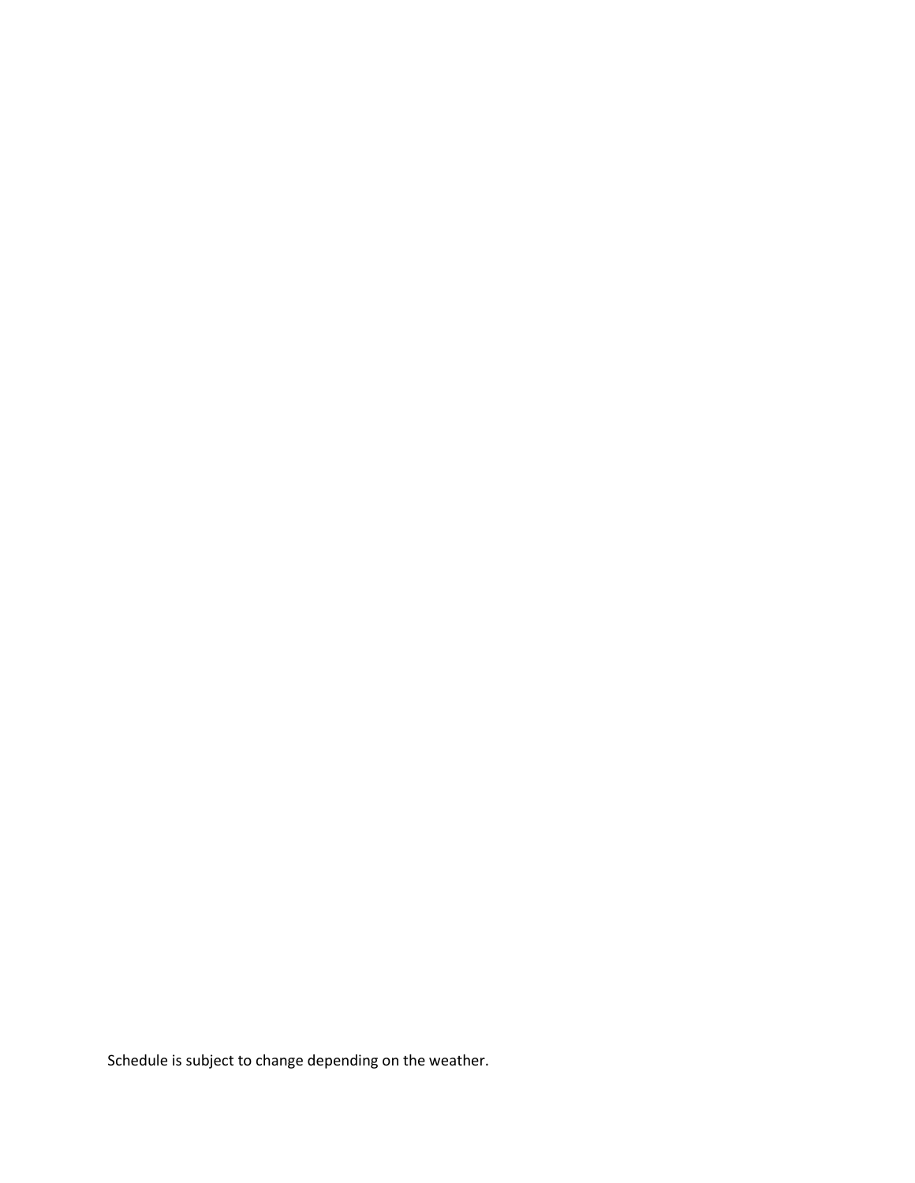Schedule is subject to change depending on the weather.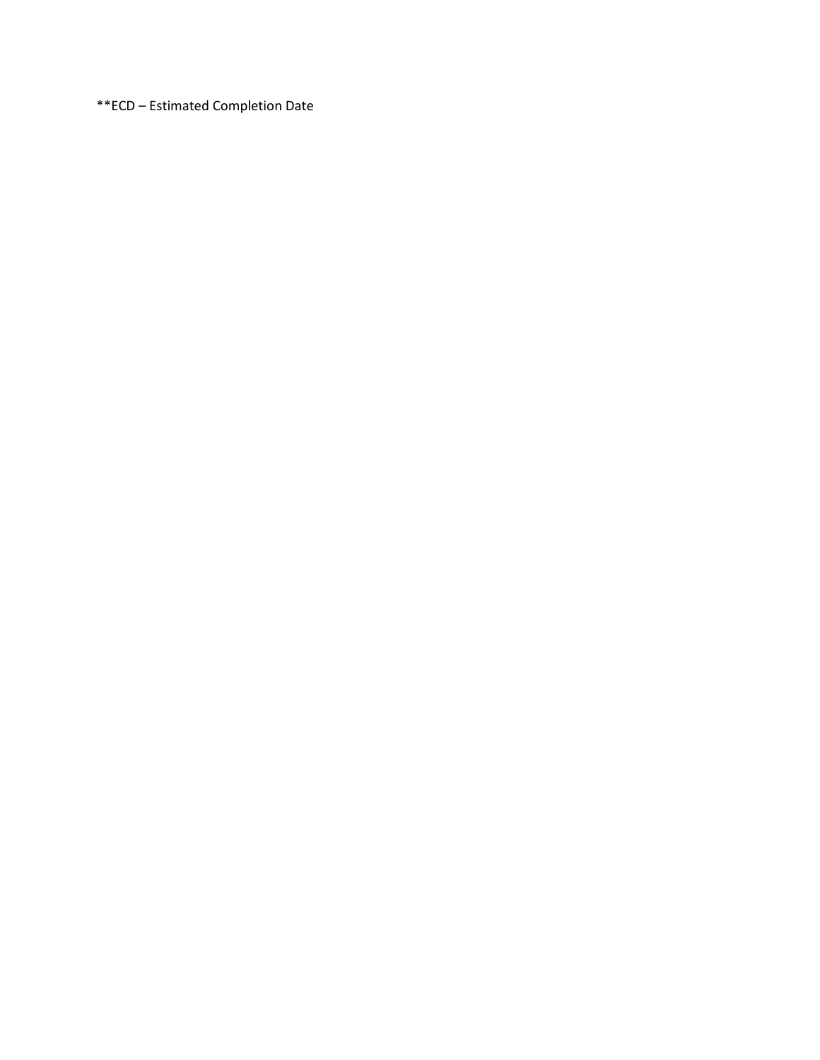**ECD – Estimated Completion Date